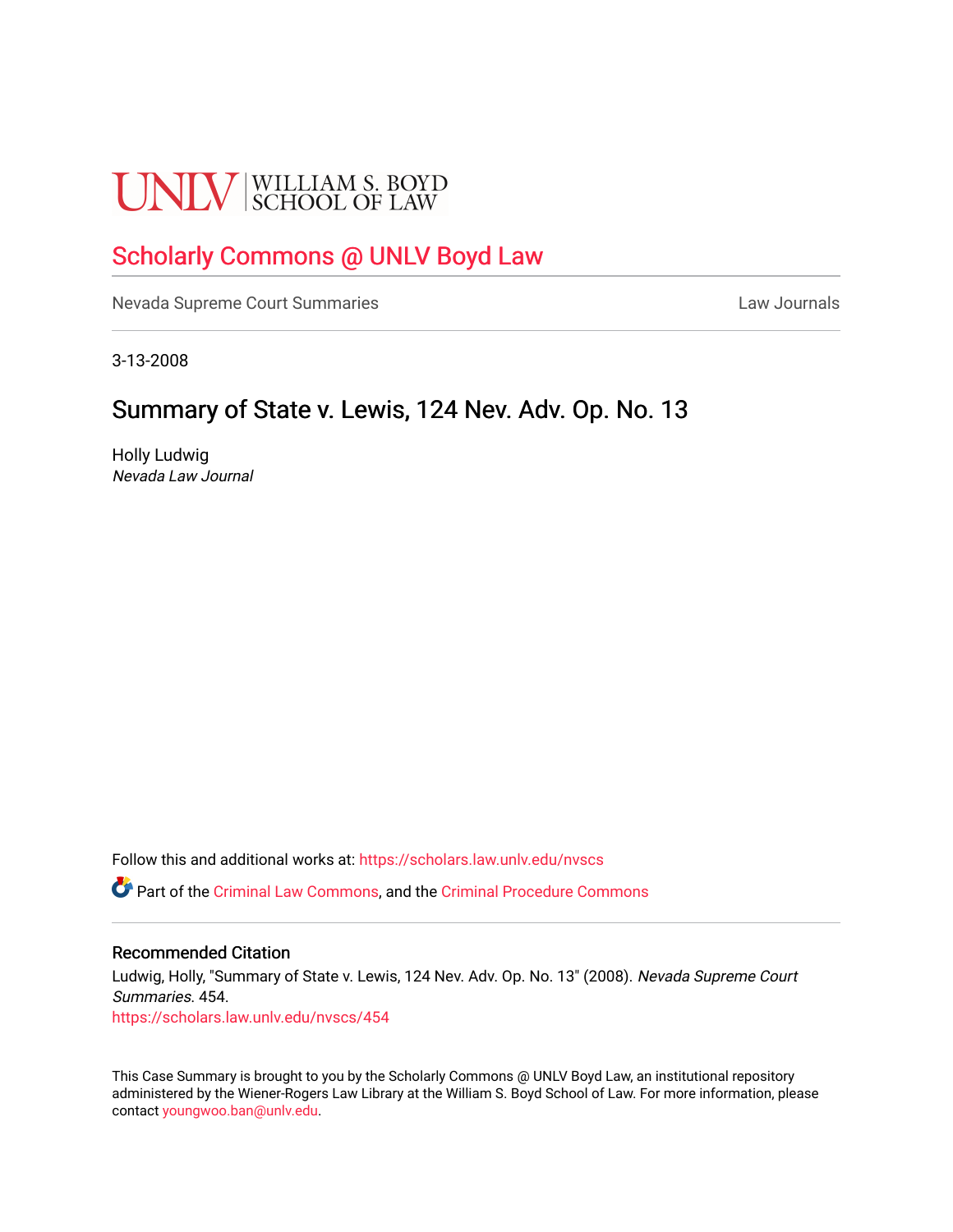UNLV | WILLIAM S. BOYD SCHOOL OF LAW

# Scholarly Commons @ UNLV Boyd Law

Nevada Supreme Court Summaries

Law Journals

3-13-2008

## Summary of State v. Lewis, 124 Nev. Adv. Op. No. 13

Holly Ludwig
*Nevada Law Journal*

Follow this and additional works at: https://scholars.law.unlv.edu/nvscs

Part of the Criminal Law Commons, and the Criminal Procedure Commons

### Recommended Citation

Ludwig, Holly, "Summary of State v. Lewis, 124 Nev. Adv. Op. No. 13" (2008). *Nevada Supreme Court Summaries*. 454.
https://scholars.law.unlv.edu/nvscs/454

This Case Summary is brought to you by the Scholarly Commons @ UNLV Boyd Law, an institutional repository administered by the Wiener-Rogers Law Library at the William S. Boyd School of Law. For more information, please contact youngwoo.ban@unlv.edu.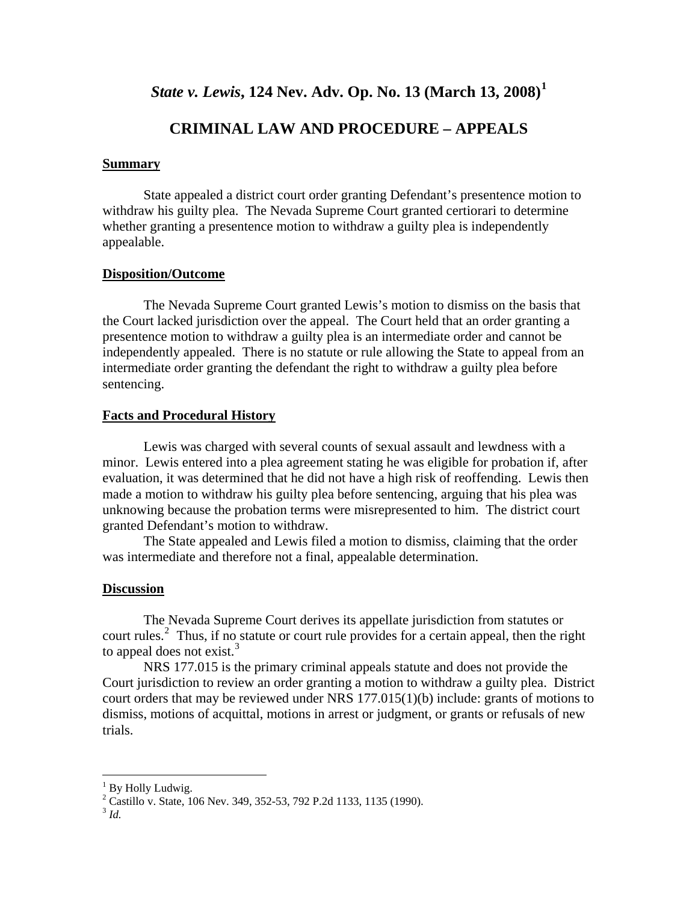# *State v. Lewis*, 124 Nev. Adv. Op. No. 13 (March 13, 2008)[1]

## CRIMINAL LAW AND PROCEDURE – APPEALS

### Summary

State appealed a district court order granting Defendant's presentence motion to withdraw his guilty plea. The Nevada Supreme Court granted certiorari to determine whether granting a presentence motion to withdraw a guilty plea is independently appealable.

### Disposition/Outcome

The Nevada Supreme Court granted Lewis's motion to dismiss on the basis that the Court lacked jurisdiction over the appeal. The Court held that an order granting a presentence motion to withdraw a guilty plea is an intermediate order and cannot be independently appealed. There is no statute or rule allowing the State to appeal from an intermediate order granting the defendant the right to withdraw a guilty plea before sentencing.

### Facts and Procedural History

Lewis was charged with several counts of sexual assault and lewdness with a minor. Lewis entered into a plea agreement stating he was eligible for probation if, after evaluation, it was determined that he did not have a high risk of reoffending. Lewis then made a motion to withdraw his guilty plea before sentencing, arguing that his plea was unknowing because the probation terms were misrepresented to him. The district court granted Defendant's motion to withdraw.

The State appealed and Lewis filed a motion to dismiss, claiming that the order was intermediate and therefore not a final, appealable determination.

### Discussion

The Nevada Supreme Court derives its appellate jurisdiction from statutes or court rules.[2] Thus, if no statute or court rule provides for a certain appeal, then the right to appeal does not exist.[3]

NRS 177.015 is the primary criminal appeals statute and does not provide the Court jurisdiction to review an order granting a motion to withdraw a guilty plea. District court orders that may be reviewed under NRS 177.015(1)(b) include: grants of motions to dismiss, motions of acquittal, motions in arrest or judgment, or grants or refusals of new trials.

---

[1] By Holly Ludwig.

[2] Castillo v. State, 106 Nev. 349, 352-53, 792 P.2d 1133, 1135 (1990).

[3] *Id.*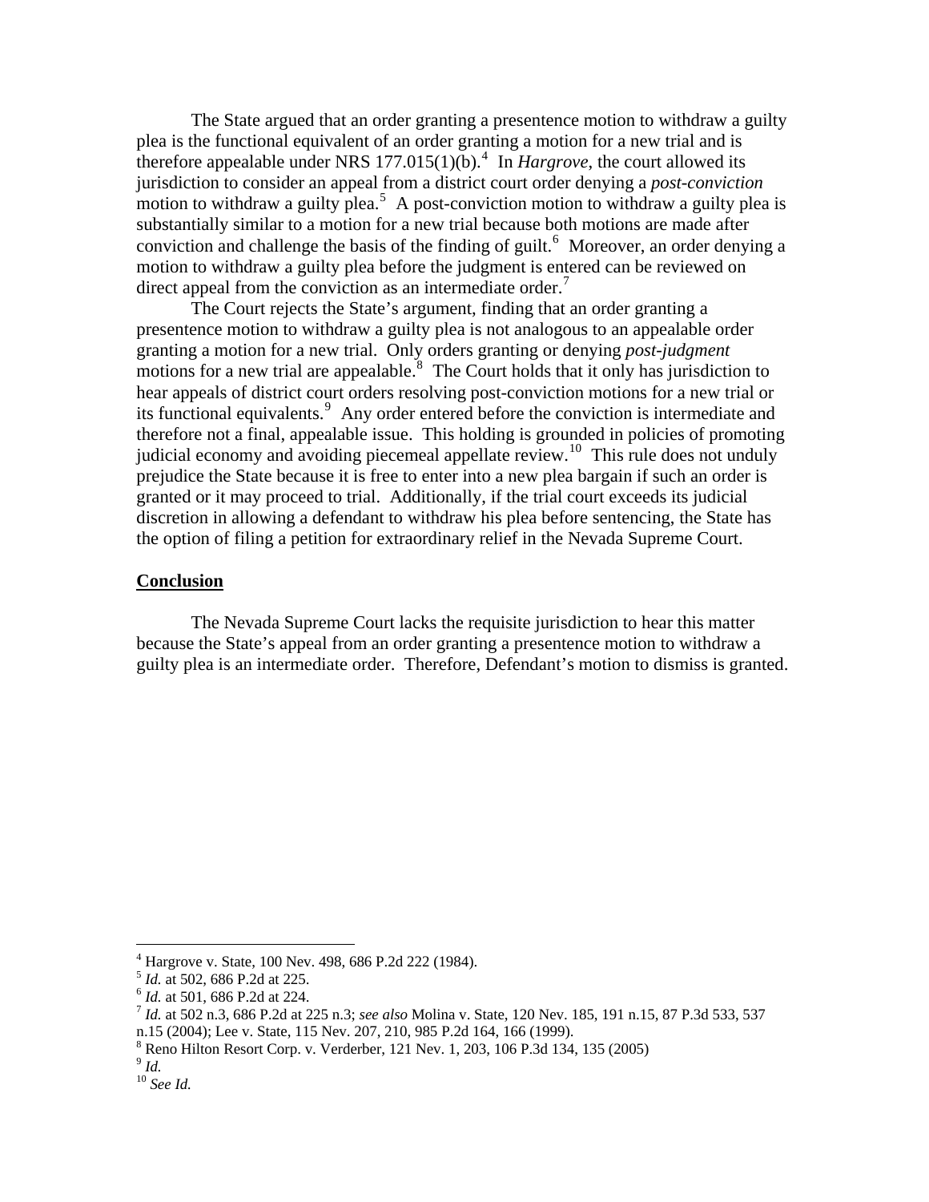The State argued that an order granting a presentence motion to withdraw a guilty plea is the functional equivalent of an order granting a motion for a new trial and is therefore appealable under NRS 177.015(1)(b).[4] In *Hargrove*, the court allowed its jurisdiction to consider an appeal from a district court order denying a *post-conviction* motion to withdraw a guilty plea.[5] A post-conviction motion to withdraw a guilty plea is substantially similar to a motion for a new trial because both motions are made after conviction and challenge the basis of the finding of guilt.[6] Moreover, an order denying a motion to withdraw a guilty plea before the judgment is entered can be reviewed on direct appeal from the conviction as an intermediate order.[7]

The Court rejects the State's argument, finding that an order granting a presentence motion to withdraw a guilty plea is not analogous to an appealable order granting a motion for a new trial. Only orders granting or denying *post-judgment* motions for a new trial are appealable.[8] The Court holds that it only has jurisdiction to hear appeals of district court orders resolving post-conviction motions for a new trial or its functional equivalents.[9] Any order entered before the conviction is intermediate and therefore not a final, appealable issue. This holding is grounded in policies of promoting judicial economy and avoiding piecemeal appellate review.[10] This rule does not unduly prejudice the State because it is free to enter into a new plea bargain if such an order is granted or it may proceed to trial. Additionally, if the trial court exceeds its judicial discretion in allowing a defendant to withdraw his plea before sentencing, the State has the option of filing a petition for extraordinary relief in the Nevada Supreme Court.

## Conclusion

The Nevada Supreme Court lacks the requisite jurisdiction to hear this matter because the State's appeal from an order granting a presentence motion to withdraw a guilty plea is an intermediate order. Therefore, Defendant's motion to dismiss is granted.

---

[4] Hargrove v. State, 100 Nev. 498, 686 P.2d 222 (1984).
[5] *Id.* at 502, 686 P.2d at 225.
[6] *Id.* at 501, 686 P.2d at 224.
[7] *Id.* at 502 n.3, 686 P.2d at 225 n.3; *see also* Molina v. State, 120 Nev. 185, 191 n.15, 87 P.3d 533, 537 n.15 (2004); Lee v. State, 115 Nev. 207, 210, 985 P.2d 164, 166 (1999).
[8] Reno Hilton Resort Corp. v. Verderber, 121 Nev. 1, 203, 106 P.3d 134, 135 (2005)
[9] *Id.*
[10] *See Id.*